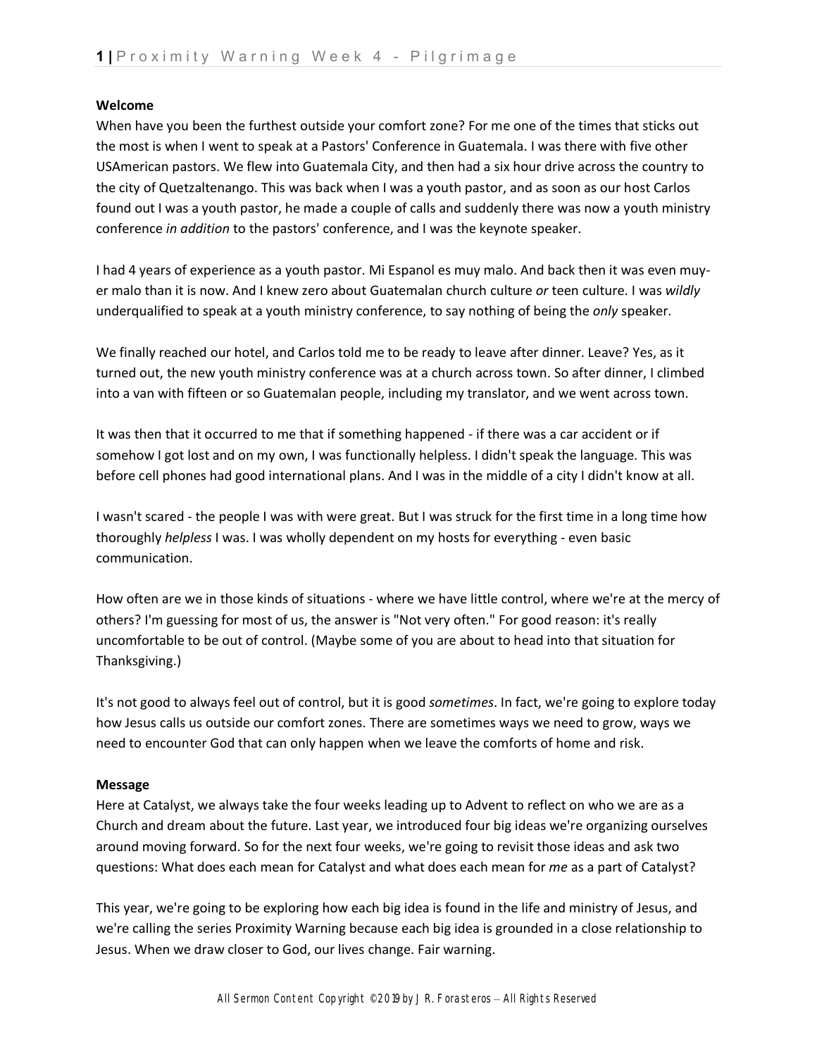**Welcome**

When have you been the furthest outside your comfort zone? For me one of the times that sticks out the most is when I went to speak at a Pastors' Conference in Guatemala. I was there with five other USAmerican pastors. We flew into Guatemala City, and then had a six hour drive across the country to the city of Quetzaltenango. This was back when I was a youth pastor, and as soon as our host Carlos found out I was a youth pastor, he made a couple of calls and suddenly there was now a youth ministry conference *in addition* to the pastors' conference, and I was the keynote speaker.

I had 4 years of experience as a youth pastor. Mi Espanol es muy malo. And back then it was even muy-er malo than it is now. And I knew zero about Guatemalan church culture *or* teen culture. I was *wildly* underqualified to speak at a youth ministry conference, to say nothing of being the *only* speaker.

We finally reached our hotel, and Carlos told me to be ready to leave after dinner. Leave? Yes, as it turned out, the new youth ministry conference was at a church across town. So after dinner, I climbed into a van with fifteen or so Guatemalan people, including my translator, and we went across town.

It was then that it occurred to me that if something happened - if there was a car accident or if somehow I got lost and on my own, I was functionally helpless. I didn't speak the language. This was before cell phones had good international plans. And I was in the middle of a city I didn't know at all.

I wasn't scared - the people I was with were great. But I was struck for the first time in a long time how thoroughly *helpless* I was. I was wholly dependent on my hosts for everything - even basic communication.

How often are we in those kinds of situations - where we have little control, where we're at the mercy of others? I'm guessing for most of us, the answer is "Not very often." For good reason: it's really uncomfortable to be out of control. (Maybe some of you are about to head into that situation for Thanksgiving.)

It's not good to always feel out of control, but it is good *sometimes*. In fact, we're going to explore today how Jesus calls us outside our comfort zones. There are sometimes ways we need to grow, ways we need to encounter God that can only happen when we leave the comforts of home and risk.

**Message**

Here at Catalyst, we always take the four weeks leading up to Advent to reflect on who we are as a Church and dream about the future. Last year, we introduced four big ideas we're organizing ourselves around moving forward. So for the next four weeks, we're going to revisit those ideas and ask two questions: What does each mean for Catalyst and what does each mean for *me* as a part of Catalyst?

This year, we're going to be exploring how each big idea is found in the life and ministry of Jesus, and we're calling the series Proximity Warning because each big idea is grounded in a close relationship to Jesus. When we draw closer to God, our lives change. Fair warning.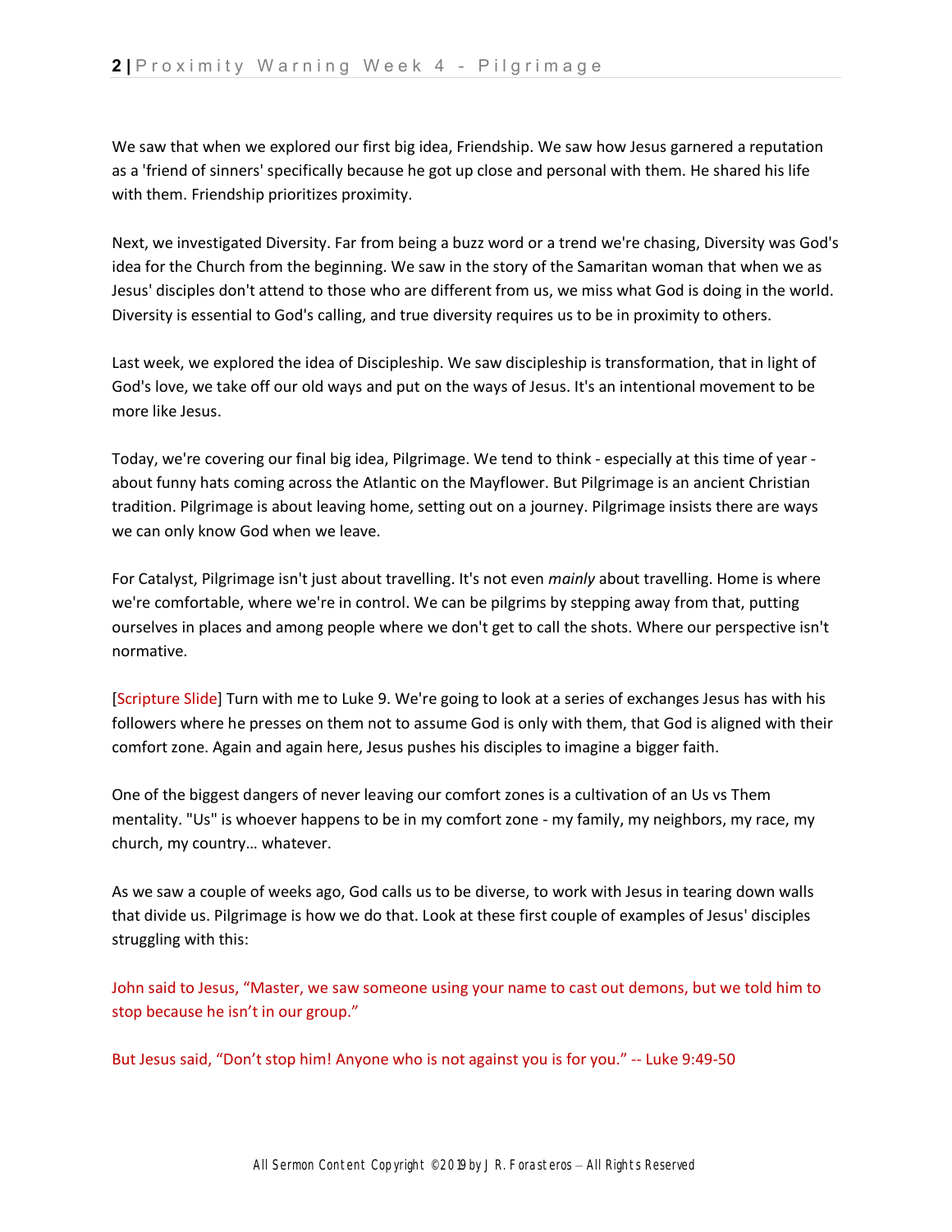We saw that when we explored our first big idea, Friendship. We saw how Jesus garnered a reputation as a 'friend of sinners' specifically because he got up close and personal with them. He shared his life with them. Friendship prioritizes proximity.

Next, we investigated Diversity. Far from being a buzz word or a trend we're chasing, Diversity was God's idea for the Church from the beginning. We saw in the story of the Samaritan woman that when we as Jesus' disciples don't attend to those who are different from us, we miss what God is doing in the world. Diversity is essential to God's calling, and true diversity requires us to be in proximity to others.

Last week, we explored the idea of Discipleship. We saw discipleship is transformation, that in light of God's love, we take off our old ways and put on the ways of Jesus. It's an intentional movement to be more like Jesus.

Today, we're covering our final big idea, Pilgrimage. We tend to think - especially at this time of year - about funny hats coming across the Atlantic on the Mayflower. But Pilgrimage is an ancient Christian tradition. Pilgrimage is about leaving home, setting out on a journey. Pilgrimage insists there are ways we can only know God when we leave.

For Catalyst, Pilgrimage isn't just about travelling. It's not even *mainly* about travelling. Home is where we're comfortable, where we're in control. We can be pilgrims by stepping away from that, putting ourselves in places and among people where we don't get to call the shots. Where our perspective isn't normative.

[Scripture Slide] Turn with me to Luke 9. We're going to look at a series of exchanges Jesus has with his followers where he presses on them not to assume God is only with them, that God is aligned with their comfort zone. Again and again here, Jesus pushes his disciples to imagine a bigger faith.

One of the biggest dangers of never leaving our comfort zones is a cultivation of an Us vs Them mentality. "Us" is whoever happens to be in my comfort zone - my family, my neighbors, my race, my church, my country… whatever.

As we saw a couple of weeks ago, God calls us to be diverse, to work with Jesus in tearing down walls that divide us. Pilgrimage is how we do that. Look at these first couple of examples of Jesus' disciples struggling with this:

John said to Jesus, “Master, we saw someone using your name to cast out demons, but we told him to stop because he isn’t in our group.”

But Jesus said, “Don’t stop him! Anyone who is not against you is for you.” -- Luke 9:49-50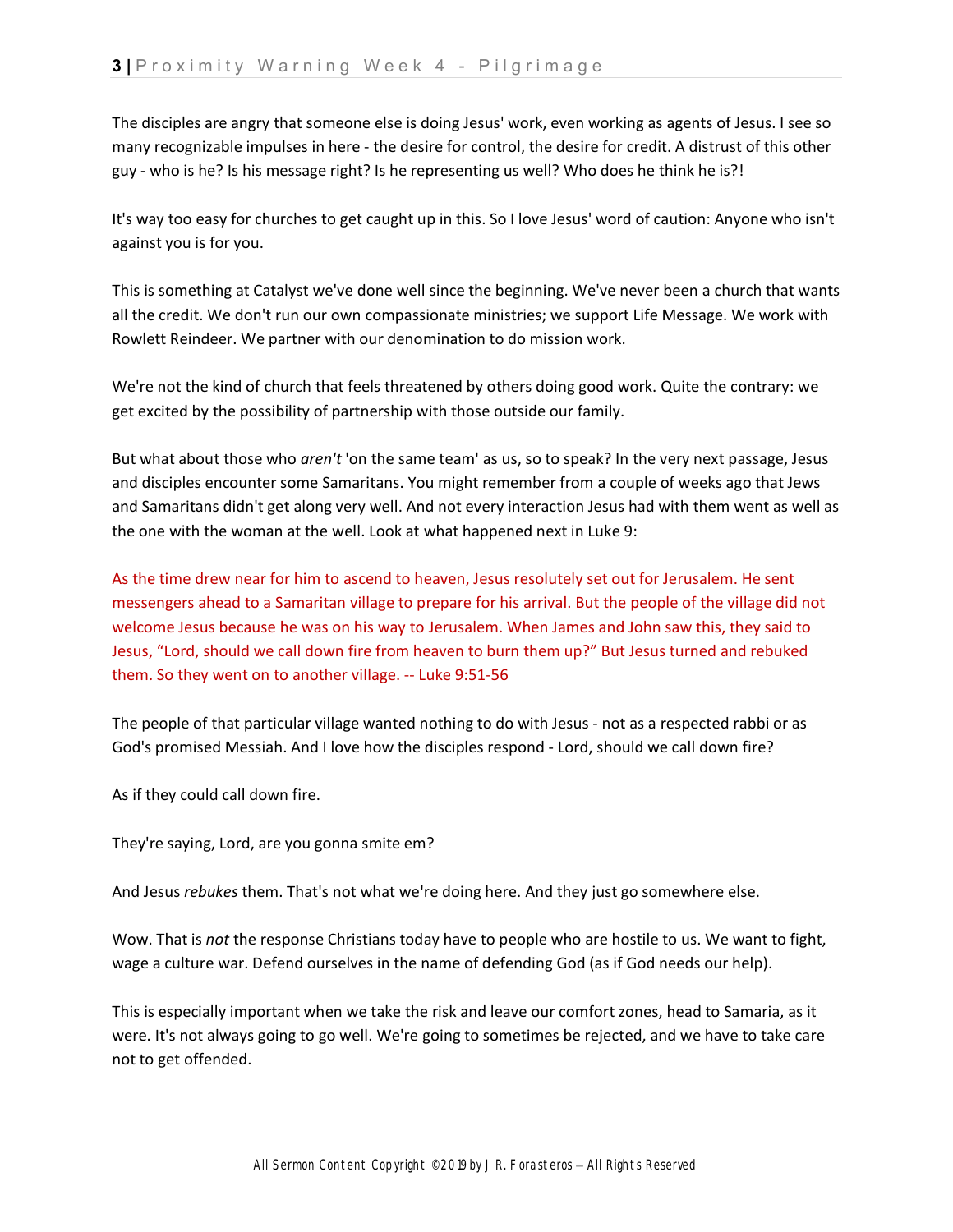The disciples are angry that someone else is doing Jesus' work, even working as agents of Jesus. I see so many recognizable impulses in here - the desire for control, the desire for credit. A distrust of this other guy - who is he? Is his message right? Is he representing us well? Who does he think he is?!

It's way too easy for churches to get caught up in this. So I love Jesus' word of caution: Anyone who isn't against you is for you.

This is something at Catalyst we've done well since the beginning. We've never been a church that wants all the credit. We don't run our own compassionate ministries; we support Life Message. We work with Rowlett Reindeer. We partner with our denomination to do mission work.

We're not the kind of church that feels threatened by others doing good work. Quite the contrary: we get excited by the possibility of partnership with those outside our family.

But what about those who *aren't* 'on the same team' as us, so to speak? In the very next passage, Jesus and disciples encounter some Samaritans. You might remember from a couple of weeks ago that Jews and Samaritans didn't get along very well. And not every interaction Jesus had with them went as well as the one with the woman at the well. Look at what happened next in Luke 9:

As the time drew near for him to ascend to heaven, Jesus resolutely set out for Jerusalem. He sent messengers ahead to a Samaritan village to prepare for his arrival. But the people of the village did not welcome Jesus because he was on his way to Jerusalem. When James and John saw this, they said to Jesus, "Lord, should we call down fire from heaven to burn them up?" But Jesus turned and rebuked them. So they went on to another village. -- Luke 9:51-56

The people of that particular village wanted nothing to do with Jesus - not as a respected rabbi or as God's promised Messiah. And I love how the disciples respond - Lord, should we call down fire?

As if they could call down fire.

They're saying, Lord, are you gonna smite em?

And Jesus *rebukes* them. That's not what we're doing here. And they just go somewhere else.

Wow. That is *not* the response Christians today have to people who are hostile to us. We want to fight, wage a culture war. Defend ourselves in the name of defending God (as if God needs our help).

This is especially important when we take the risk and leave our comfort zones, head to Samaria, as it were. It's not always going to go well. We're going to sometimes be rejected, and we have to take care not to get offended.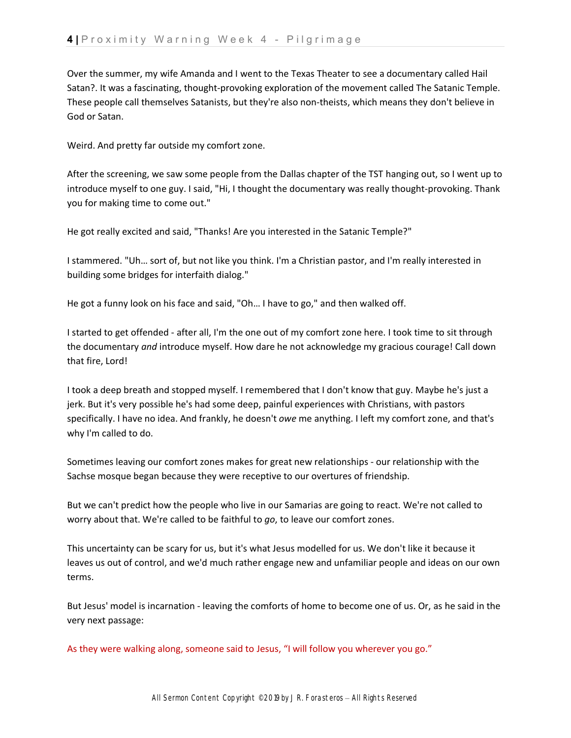Over the summer, my wife Amanda and I went to the Texas Theater to see a documentary called Hail Satan?. It was a fascinating, thought-provoking exploration of the movement called The Satanic Temple. These people call themselves Satanists, but they're also non-theists, which means they don't believe in God or Satan.

Weird. And pretty far outside my comfort zone.

After the screening, we saw some people from the Dallas chapter of the TST hanging out, so I went up to introduce myself to one guy. I said, "Hi, I thought the documentary was really thought-provoking. Thank you for making time to come out."

He got really excited and said, "Thanks! Are you interested in the Satanic Temple?"

I stammered. "Uh… sort of, but not like you think. I'm a Christian pastor, and I'm really interested in building some bridges for interfaith dialog."

He got a funny look on his face and said, "Oh… I have to go," and then walked off.

I started to get offended - after all, I'm the one out of my comfort zone here. I took time to sit through the documentary *and* introduce myself. How dare he not acknowledge my gracious courage! Call down that fire, Lord!

I took a deep breath and stopped myself. I remembered that I don't know that guy. Maybe he's just a jerk. But it's very possible he's had some deep, painful experiences with Christians, with pastors specifically. I have no idea. And frankly, he doesn't *owe* me anything. I left my comfort zone, and that's why I'm called to do.

Sometimes leaving our comfort zones makes for great new relationships - our relationship with the Sachse mosque began because they were receptive to our overtures of friendship.

But we can't predict how the people who live in our Samarias are going to react. We're not called to worry about that. We're called to be faithful to *go*, to leave our comfort zones.

This uncertainty can be scary for us, but it's what Jesus modelled for us. We don't like it because it leaves us out of control, and we'd much rather engage new and unfamiliar people and ideas on our own terms.

But Jesus' model is incarnation - leaving the comforts of home to become one of us. Or, as he said in the very next passage:

As they were walking along, someone said to Jesus, "I will follow you wherever you go."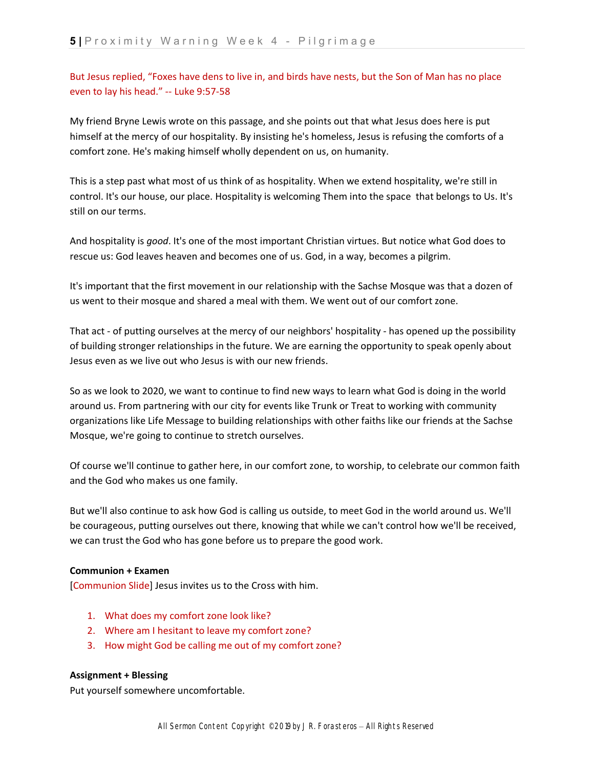But Jesus replied, “Foxes have dens to live in, and birds have nests, but the Son of Man has no place even to lay his head.” -- Luke 9:57-58

My friend Bryne Lewis wrote on this passage, and she points out that what Jesus does here is put himself at the mercy of our hospitality. By insisting he's homeless, Jesus is refusing the comforts of a comfort zone. He's making himself wholly dependent on us, on humanity.

This is a step past what most of us think of as hospitality. When we extend hospitality, we're still in control. It's our house, our place. Hospitality is welcoming Them into the space that belongs to Us. It's still on our terms.

And hospitality is *good*. It's one of the most important Christian virtues. But notice what God does to rescue us: God leaves heaven and becomes one of us. God, in a way, becomes a pilgrim.

It's important that the first movement in our relationship with the Sachse Mosque was that a dozen of us went to their mosque and shared a meal with them. We went out of our comfort zone.

That act - of putting ourselves at the mercy of our neighbors' hospitality - has opened up the possibility of building stronger relationships in the future. We are earning the opportunity to speak openly about Jesus even as we live out who Jesus is with our new friends.

So as we look to 2020, we want to continue to find new ways to learn what God is doing in the world around us. From partnering with our city for events like Trunk or Treat to working with community organizations like Life Message to building relationships with other faiths like our friends at the Sachse Mosque, we're going to continue to stretch ourselves.

Of course we'll continue to gather here, in our comfort zone, to worship, to celebrate our common faith and the God who makes us one family.

But we'll also continue to ask how God is calling us outside, to meet God in the world around us. We'll be courageous, putting ourselves out there, knowing that while we can't control how we'll be received, we can trust the God who has gone before us to prepare the good work.

**Communion + Examen**

[Communion Slide] Jesus invites us to the Cross with him.

1. What does my comfort zone look like?
2. Where am I hesitant to leave my comfort zone?
3. How might God be calling me out of my comfort zone?

**Assignment + Blessing**

Put yourself somewhere uncomfortable.